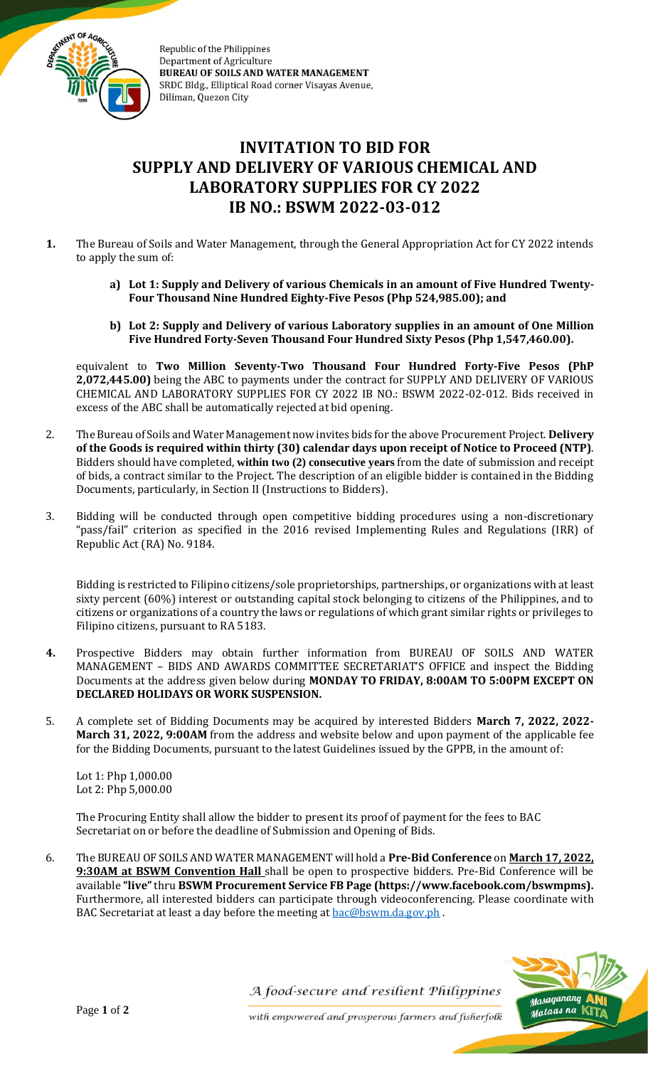Republic of the Philippines
Department of Agriculture
**BUREAU OF SOILS AND WATER MANAGEMENT**
SRDC Bldg., Elliptical Road corner Visayas Avenue,
Diliman, Quezon City

# INVITATION TO BID FOR SUPPLY AND DELIVERY OF VARIOUS CHEMICAL AND LABORATORY SUPPLIES FOR CY 2022 IB NO.: BSWM 2022-03-012

**1.** The Bureau of Soils and Water Management, through the General Appropriation Act for CY 2022 intends to apply the sum of:

   **a) Lot 1: Supply and Delivery of various Chemicals in an amount of Five Hundred Twenty-Four Thousand Nine Hundred Eighty-Five Pesos (Php 524,985.00); and**

   **b) Lot 2: Supply and Delivery of various Laboratory supplies in an amount of One Million Five Hundred Forty-Seven Thousand Four Hundred Sixty Pesos (Php 1,547,460.00).**

equivalent to **Two Million Seventy-Two Thousand Four Hundred Forty-Five Pesos (PhP 2,072,445.00)** being the ABC to payments under the contract for SUPPLY AND DELIVERY OF VARIOUS CHEMICAL AND LABORATORY SUPPLIES FOR CY 2022 IB NO.: BSWM 2022-02-012. Bids received in excess of the ABC shall be automatically rejected at bid opening.

2. The Bureau of Soils and Water Management now invites bids for the above Procurement Project. **Delivery of the Goods is required within thirty (30) calendar days upon receipt of Notice to Proceed (NTP)**. Bidders should have completed, **within two (2) consecutive years** from the date of submission and receipt of bids, a contract similar to the Project. The description of an eligible bidder is contained in the Bidding Documents, particularly, in Section II (Instructions to Bidders).

3. Bidding will be conducted through open competitive bidding procedures using a non-discretionary "pass/fail" criterion as specified in the 2016 revised Implementing Rules and Regulations (IRR) of Republic Act (RA) No. 9184.

   Bidding is restricted to Filipino citizens/sole proprietorships, partnerships, or organizations with at least sixty percent (60%) interest or outstanding capital stock belonging to citizens of the Philippines, and to citizens or organizations of a country the laws or regulations of which grant similar rights or privileges to Filipino citizens, pursuant to RA 5183.

**4.** Prospective Bidders may obtain further information from BUREAU OF SOILS AND WATER MANAGEMENT – BIDS AND AWARDS COMMITTEE SECRETARIAT'S OFFICE and inspect the Bidding Documents at the address given below during **MONDAY TO FRIDAY, 8:00AM TO 5:00PM EXCEPT ON DECLARED HOLIDAYS OR WORK SUSPENSION.**

5. A complete set of Bidding Documents may be acquired by interested Bidders **March 7, 2022, 2022- March 31, 2022, 9:00AM** from the address and website below and upon payment of the applicable fee for the Bidding Documents, pursuant to the latest Guidelines issued by the GPPB, in the amount of:

   Lot 1: Php 1,000.00
   Lot 2: Php 5,000.00

   The Procuring Entity shall allow the bidder to present its proof of payment for the fees to BAC Secretariat on or before the deadline of Submission and Opening of Bids.

6. The BUREAU OF SOILS AND WATER MANAGEMENT will hold a **Pre-Bid Conference** on **March 17, 2022, 9:30AM at BSWM Convention Hall** shall be open to prospective bidders. Pre-Bid Conference will be available **"live"** thru **BSWM Procurement Service FB Page (https://www.facebook.com/bswmpms).** Furthermore, all interested bidders can participate through videoconferencing. Please coordinate with BAC Secretariat at least a day before the meeting at bac@bswm.da.gov.ph .

*A food-secure and resilient Philippines with empowered and prosperous farmers and fisherfolk*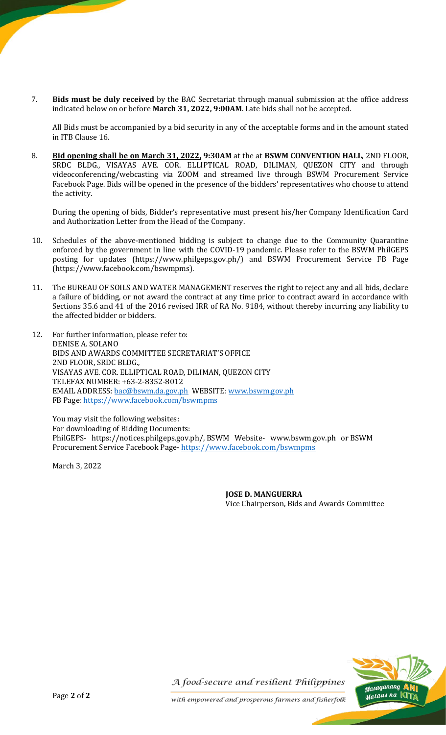7. **Bids must be duly received** by the BAC Secretariat through manual submission at the office address indicated below on or before **March 31, 2022, 9:00AM**. Late bids shall not be accepted.

   All Bids must be accompanied by a bid security in any of the acceptable forms and in the amount stated in ITB Clause 16.

8. **Bid opening shall be on March 31, 2022, 9:30AM** at the at **BSWM CONVENTION HALL**, 2ND FLOOR, SRDC BLDG., VISAYAS AVE. COR. ELLIPTICAL ROAD, DILIMAN, QUEZON CITY and through videoconferencing/webcasting via ZOOM and streamed live through BSWM Procurement Service Facebook Page. Bids will be opened in the presence of the bidders' representatives who choose to attend the activity.

   During the opening of bids, Bidder's representative must present his/her Company Identification Card and Authorization Letter from the Head of the Company.

10. Schedules of the above-mentioned bidding is subject to change due to the Community Quarantine enforced by the government in line with the COVID-19 pandemic. Please refer to the BSWM PhilGEPS posting for updates (https://www.philgeps.gov.ph/) and BSWM Procurement Service FB Page (https://www.facebook.com/bswmpms).

11. The BUREAU OF SOILS AND WATER MANAGEMENT reserves the right to reject any and all bids, declare a failure of bidding, or not award the contract at any time prior to contract award in accordance with Sections 35.6 and 41 of the 2016 revised IRR of RA No. 9184, without thereby incurring any liability to the affected bidder or bidders.

12. For further information, please refer to:
    DENISE A. SOLANO
    BIDS AND AWARDS COMMITTEE SECRETARIAT'S OFFICE
    2ND FLOOR, SRDC BLDG.,
    VISAYAS AVE. COR. ELLIPTICAL ROAD, DILIMAN, QUEZON CITY
    TELEFAX NUMBER: +63-2-8352-8012
    EMAIL ADDRESS: bac@bswm.da.gov.ph WEBSITE: www.bswm.gov.ph
    FB Page: https://www.facebook.com/bswmpms

    You may visit the following websites:
    For downloading of Bidding Documents:
    PhilGEPS- https://notices.philgeps.gov.ph/, BSWM Website- www.bswm.gov.ph or BSWM Procurement Service Facebook Page- https://www.facebook.com/bswmpms

    March 3, 2022

**JOSE D. MANGUERRA**
Vice Chairperson, Bids and Awards Committee

*A food-secure and resilient Philippines*
*with empowered and prosperous farmers and fisherfolk*

Masaganang ANI Mataas na KITA